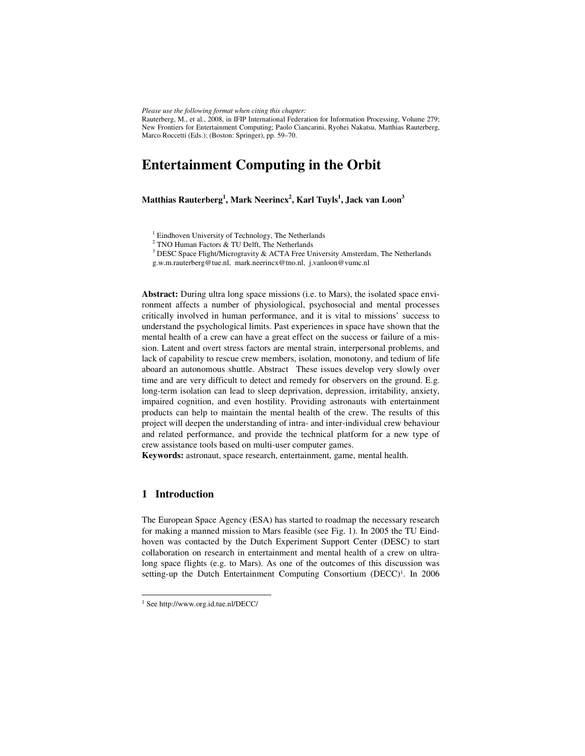*Please use the following format when citing this chapter:*
Rauterberg, M., et al., 2008, in IFIP International Federation for Information Processing, Volume 279; New Frontiers for Entertainment Computing; Paolo Ciancarini, Ryohei Nakatsu, Matthias Rauterberg, Marco Roccetti (Eds.); (Boston: Springer), pp. 59–70.

# Entertainment Computing in the Orbit

**Matthias Rauterberg[1], Mark Neerincx[2], Karl Tuyls[1], Jack van Loon[3]**

[1] Eindhoven University of Technology, The Netherlands
[2] TNO Human Factors & TU Delft, The Netherlands
[3] DESC Space Flight/Microgravity & ACTA Free University Amsterdam, The Netherlands
g.w.m.rauterberg@tue.nl, mark.neerincx@tno.nl, j.vanloon@vumc.nl

**Abstract:** During ultra long space missions (i.e. to Mars), the isolated space environment affects a number of physiological, psychosocial and mental processes critically involved in human performance, and it is vital to missions' success to understand the psychological limits. Past experiences in space have shown that the mental health of a crew can have a great effect on the success or failure of a mission. Latent and overt stress factors are mental strain, interpersonal problems, and lack of capability to rescue crew members, isolation, monotony, and tedium of life aboard an autonomous shuttle. Abstract These issues develop very slowly over time and are very difficult to detect and remedy for observers on the ground. E.g. long-term isolation can lead to sleep deprivation, depression, irritability, anxiety, impaired cognition, and even hostility. Providing astronauts with entertainment products can help to maintain the mental health of the crew. The results of this project will deepen the understanding of intra- and inter-individual crew behaviour and related performance, and provide the technical platform for a new type of crew assistance tools based on multi-user computer games.
**Keywords:** astronaut, space research, entertainment, game, mental health.

## 1 Introduction

The European Space Agency (ESA) has started to roadmap the necessary research for making a manned mission to Mars feasible (see Fig. 1). In 2005 the TU Eindhoven was contacted by the Dutch Experiment Support Center (DESC) to start collaboration on research in entertainment and mental health of a crew on ultra-long space flights (e.g. to Mars). As one of the outcomes of this discussion was setting-up the Dutch Entertainment Computing Consortium (DECC)[1]. In 2006

[1] See http://www.org.id.tue.nl/DECC/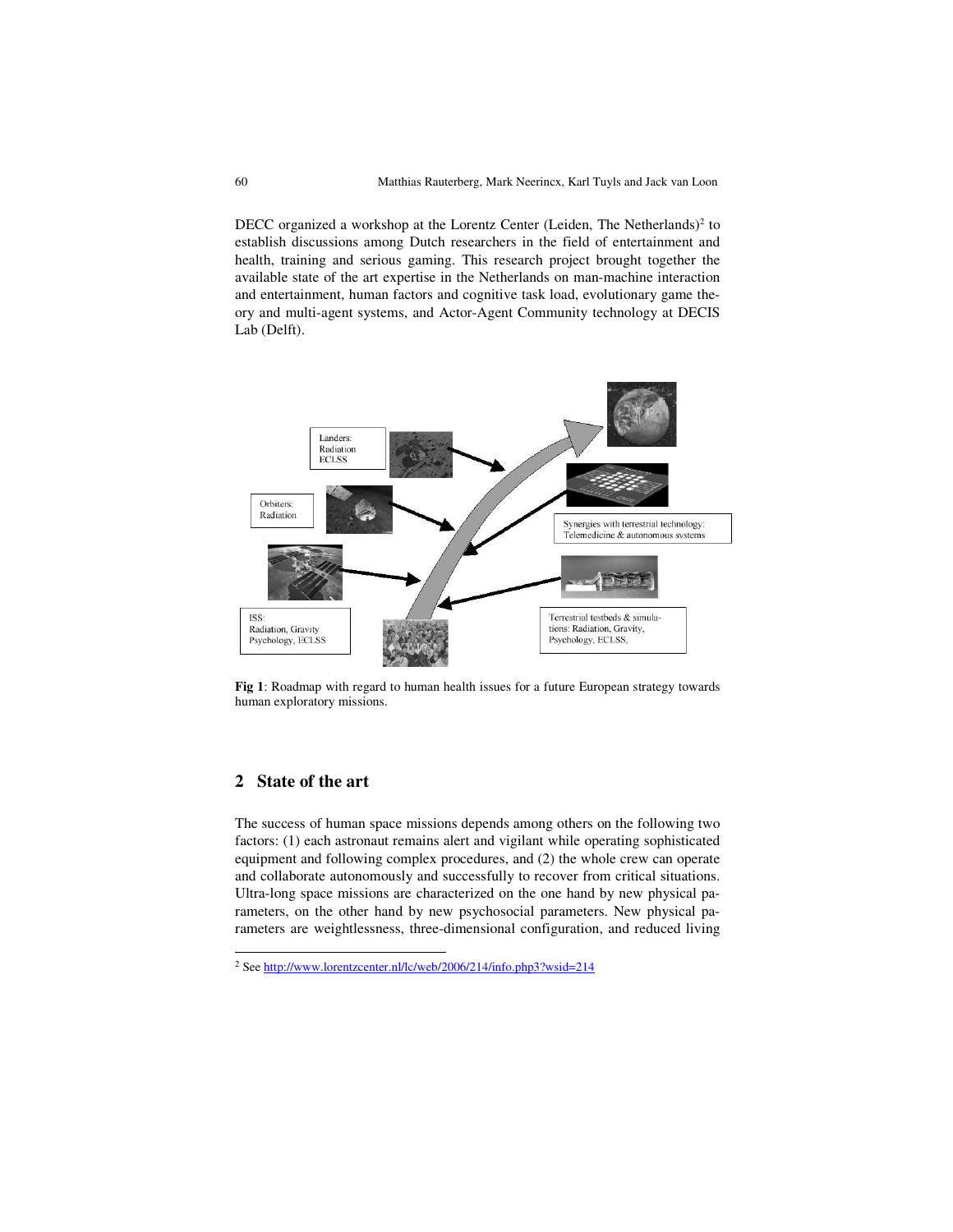DECC organized a workshop at the Lorentz Center (Leiden, The Netherlands)[2] to establish discussions among Dutch researchers in the field of entertainment and health, training and serious gaming. This research project brought together the available state of the art expertise in the Netherlands on man-machine interaction and entertainment, human factors and cognitive task load, evolutionary game theory and multi-agent systems, and Actor-Agent Community technology at DECIS Lab (Delft).

**Fig 1**: Roadmap with regard to human health issues for a future European strategy towards human exploratory missions.

## 2 State of the art

The success of human space missions depends among others on the following two factors: (1) each astronaut remains alert and vigilant while operating sophisticated equipment and following complex procedures, and (2) the whole crew can operate and collaborate autonomously and successfully to recover from critical situations. Ultra-long space missions are characterized on the one hand by new physical parameters, on the other hand by new psychosocial parameters. New physical parameters are weightlessness, three-dimensional configuration, and reduced living

[2] See http://www.lorentzcenter.nl/lc/web/2006/214/info.php3?wsid=214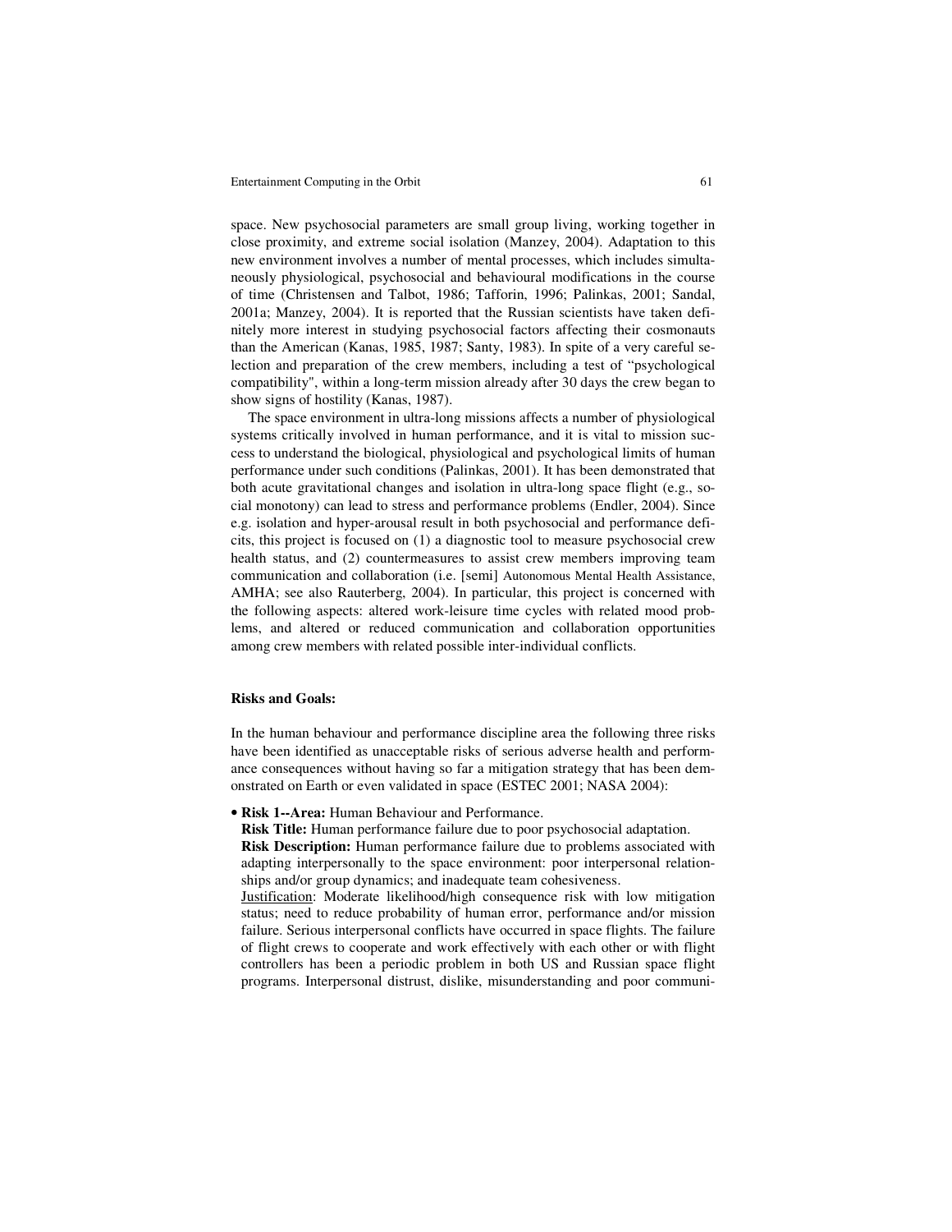space. New psychosocial parameters are small group living, working together in close proximity, and extreme social isolation (Manzey, 2004). Adaptation to this new environment involves a number of mental processes, which includes simultaneously physiological, psychosocial and behavioural modifications in the course of time (Christensen and Talbot, 1986; Tafforin, 1996; Palinkas, 2001; Sandal, 2001a; Manzey, 2004). It is reported that the Russian scientists have taken definitely more interest in studying psychosocial factors affecting their cosmonauts than the American (Kanas, 1985, 1987; Santy, 1983). In spite of a very careful selection and preparation of the crew members, including a test of "psychological compatibility", within a long-term mission already after 30 days the crew began to show signs of hostility (Kanas, 1987).

The space environment in ultra-long missions affects a number of physiological systems critically involved in human performance, and it is vital to mission success to understand the biological, physiological and psychological limits of human performance under such conditions (Palinkas, 2001). It has been demonstrated that both acute gravitational changes and isolation in ultra-long space flight (e.g., social monotony) can lead to stress and performance problems (Endler, 2004). Since e.g. isolation and hyper-arousal result in both psychosocial and performance deficits, this project is focused on (1) a diagnostic tool to measure psychosocial crew health status, and (2) countermeasures to assist crew members improving team communication and collaboration (i.e. [semi] Autonomous Mental Health Assistance, AMHA; see also Rauterberg, 2004). In particular, this project is concerned with the following aspects: altered work-leisure time cycles with related mood problems, and altered or reduced communication and collaboration opportunities among crew members with related possible inter-individual conflicts.

**Risks and Goals:**

In the human behaviour and performance discipline area the following three risks have been identified as unacceptable risks of serious adverse health and performance consequences without having so far a mitigation strategy that has been demonstrated on Earth or even validated in space (ESTEC 2001; NASA 2004):

- **Risk 1--Area:** Human Behaviour and Performance.
  **Risk Title:** Human performance failure due to poor psychosocial adaptation.
  **Risk Description:** Human performance failure due to problems associated with adapting interpersonally to the space environment: poor interpersonal relationships and/or group dynamics; and inadequate team cohesiveness.
  <u>Justification</u>: Moderate likelihood/high consequence risk with low mitigation status; need to reduce probability of human error, performance and/or mission failure. Serious interpersonal conflicts have occurred in space flights. The failure of flight crews to cooperate and work effectively with each other or with flight controllers has been a periodic problem in both US and Russian space flight programs. Interpersonal distrust, dislike, misunderstanding and poor communi-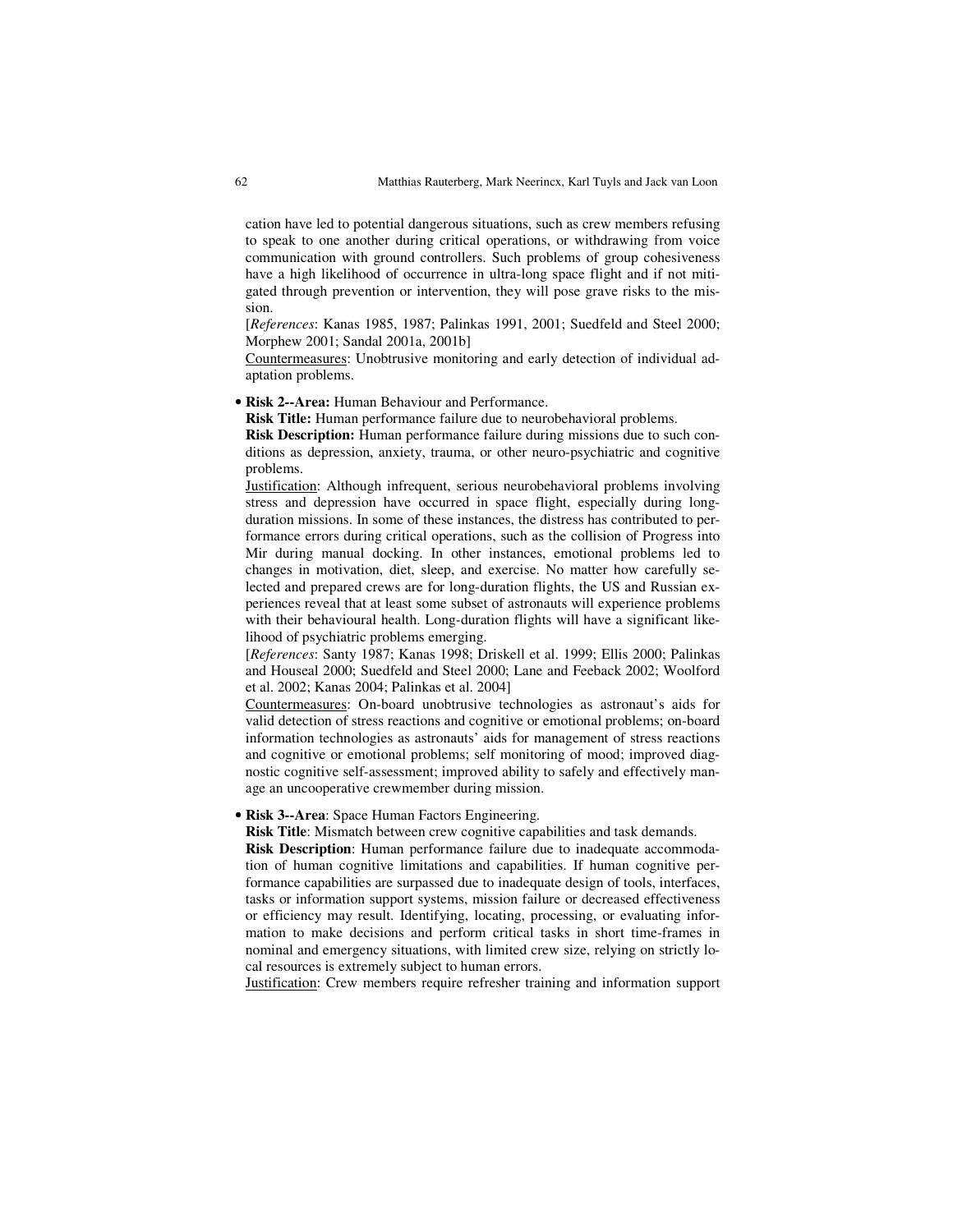cation have led to potential dangerous situations, such as crew members refusing to speak to one another during critical operations, or withdrawing from voice communication with ground controllers. Such problems of group cohesiveness have a high likelihood of occurrence in ultra-long space flight and if not mitigated through prevention or intervention, they will pose grave risks to the mission.
[*References*: Kanas 1985, 1987; Palinkas 1991, 2001; Suedfeld and Steel 2000; Morphew 2001; Sandal 2001a, 2001b]
Countermeasures: Unobtrusive monitoring and early detection of individual adaptation problems.

- **Risk 2--Area:** Human Behaviour and Performance.
  **Risk Title:** Human performance failure due to neurobehavioral problems.
  **Risk Description:** Human performance failure during missions due to such conditions as depression, anxiety, trauma, or other neuro-psychiatric and cognitive problems.
  Justification: Although infrequent, serious neurobehavioral problems involving stress and depression have occurred in space flight, especially during long-duration missions. In some of these instances, the distress has contributed to performance errors during critical operations, such as the collision of Progress into Mir during manual docking. In other instances, emotional problems led to changes in motivation, diet, sleep, and exercise. No matter how carefully selected and prepared crews are for long-duration flights, the US and Russian experiences reveal that at least some subset of astronauts will experience problems with their behavioural health. Long-duration flights will have a significant likelihood of psychiatric problems emerging.
  [*References*: Santy 1987; Kanas 1998; Driskell et al. 1999; Ellis 2000; Palinkas and Houseal 2000; Suedfeld and Steel 2000; Lane and Feeback 2002; Woolford et al. 2002; Kanas 2004; Palinkas et al. 2004]
  Countermeasures: On-board unobtrusive technologies as astronaut's aids for valid detection of stress reactions and cognitive or emotional problems; on-board information technologies as astronauts' aids for management of stress reactions and cognitive or emotional problems; self monitoring of mood; improved diagnostic cognitive self-assessment; improved ability to safely and effectively manage an uncooperative crewmember during mission.

- **Risk 3--Area**: Space Human Factors Engineering.
  **Risk Title**: Mismatch between crew cognitive capabilities and task demands.
  **Risk Description**: Human performance failure due to inadequate accommodation of human cognitive limitations and capabilities. If human cognitive performance capabilities are surpassed due to inadequate design of tools, interfaces, tasks or information support systems, mission failure or decreased effectiveness or efficiency may result. Identifying, locating, processing, or evaluating information to make decisions and perform critical tasks in short time-frames in nominal and emergency situations, with limited crew size, relying on strictly local resources is extremely subject to human errors.
  Justification: Crew members require refresher training and information support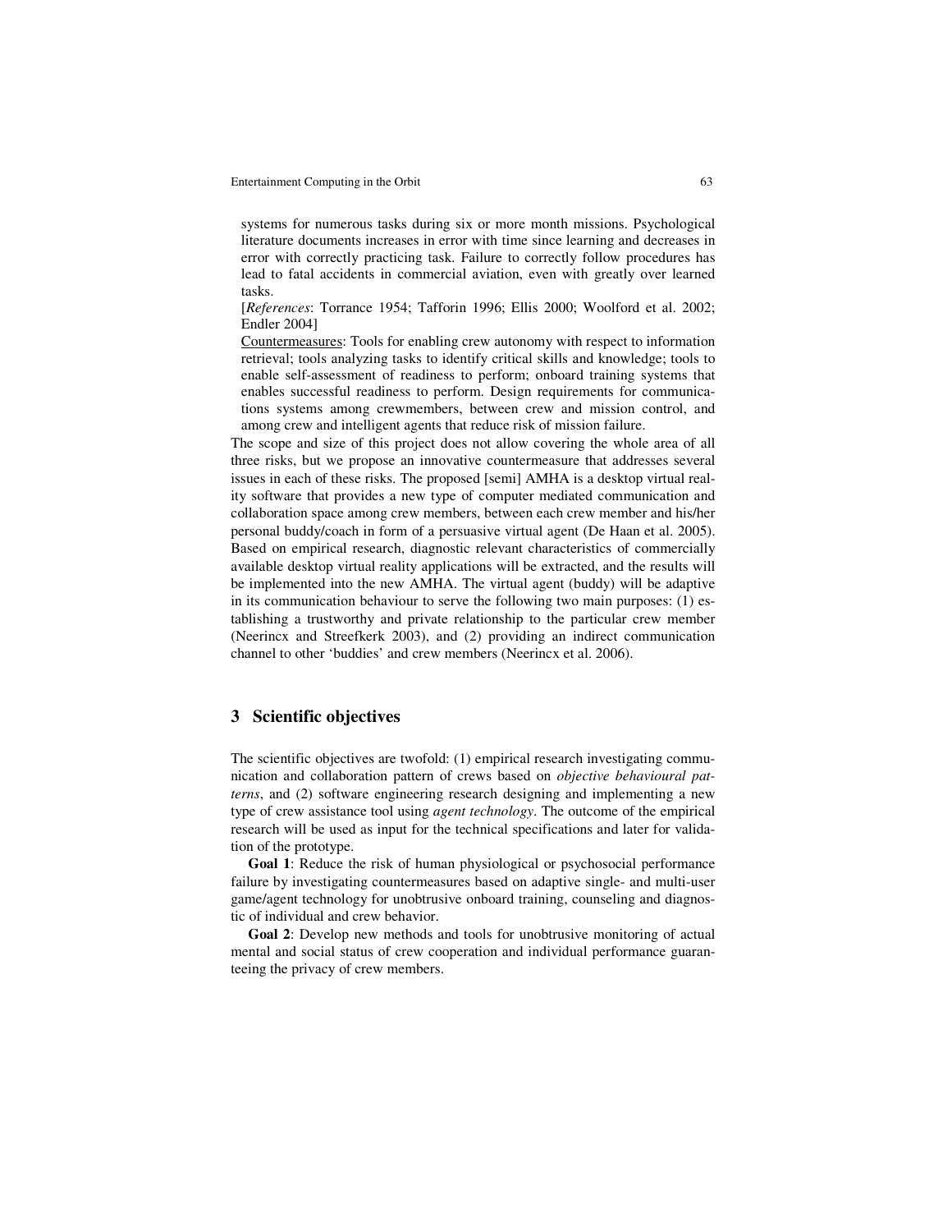systems for numerous tasks during six or more month missions. Psychological literature documents increases in error with time since learning and decreases in error with correctly practicing task. Failure to correctly follow procedures has lead to fatal accidents in commercial aviation, even with greatly over learned tasks.

[*References*: Torrance 1954; Tafforin 1996; Ellis 2000; Woolford et al. 2002; Endler 2004]

<u>Countermeasures</u>: Tools for enabling crew autonomy with respect to information retrieval; tools analyzing tasks to identify critical skills and knowledge; tools to enable self-assessment of readiness to perform; onboard training systems that enables successful readiness to perform. Design requirements for communications systems among crewmembers, between crew and mission control, and among crew and intelligent agents that reduce risk of mission failure.

The scope and size of this project does not allow covering the whole area of all three risks, but we propose an innovative countermeasure that addresses several issues in each of these risks. The proposed [semi] AMHA is a desktop virtual reality software that provides a new type of computer mediated communication and collaboration space among crew members, between each crew member and his/her personal buddy/coach in form of a persuasive virtual agent (De Haan et al. 2005). Based on empirical research, diagnostic relevant characteristics of commercially available desktop virtual reality applications will be extracted, and the results will be implemented into the new AMHA. The virtual agent (buddy) will be adaptive in its communication behaviour to serve the following two main purposes: (1) establishing a trustworthy and private relationship to the particular crew member (Neerincx and Streefkerk 2003), and (2) providing an indirect communication channel to other 'buddies' and crew members (Neerincx et al. 2006).

## 3 Scientific objectives

The scientific objectives are twofold: (1) empirical research investigating communication and collaboration pattern of crews based on *objective behavioural patterns*, and (2) software engineering research designing and implementing a new type of crew assistance tool using *agent technology*. The outcome of the empirical research will be used as input for the technical specifications and later for validation of the prototype.

**Goal 1**: Reduce the risk of human physiological or psychosocial performance failure by investigating countermeasures based on adaptive single- and multi-user game/agent technology for unobtrusive onboard training, counseling and diagnostic of individual and crew behavior.

**Goal 2**: Develop new methods and tools for unobtrusive monitoring of actual mental and social status of crew cooperation and individual performance guaranteeing the privacy of crew members.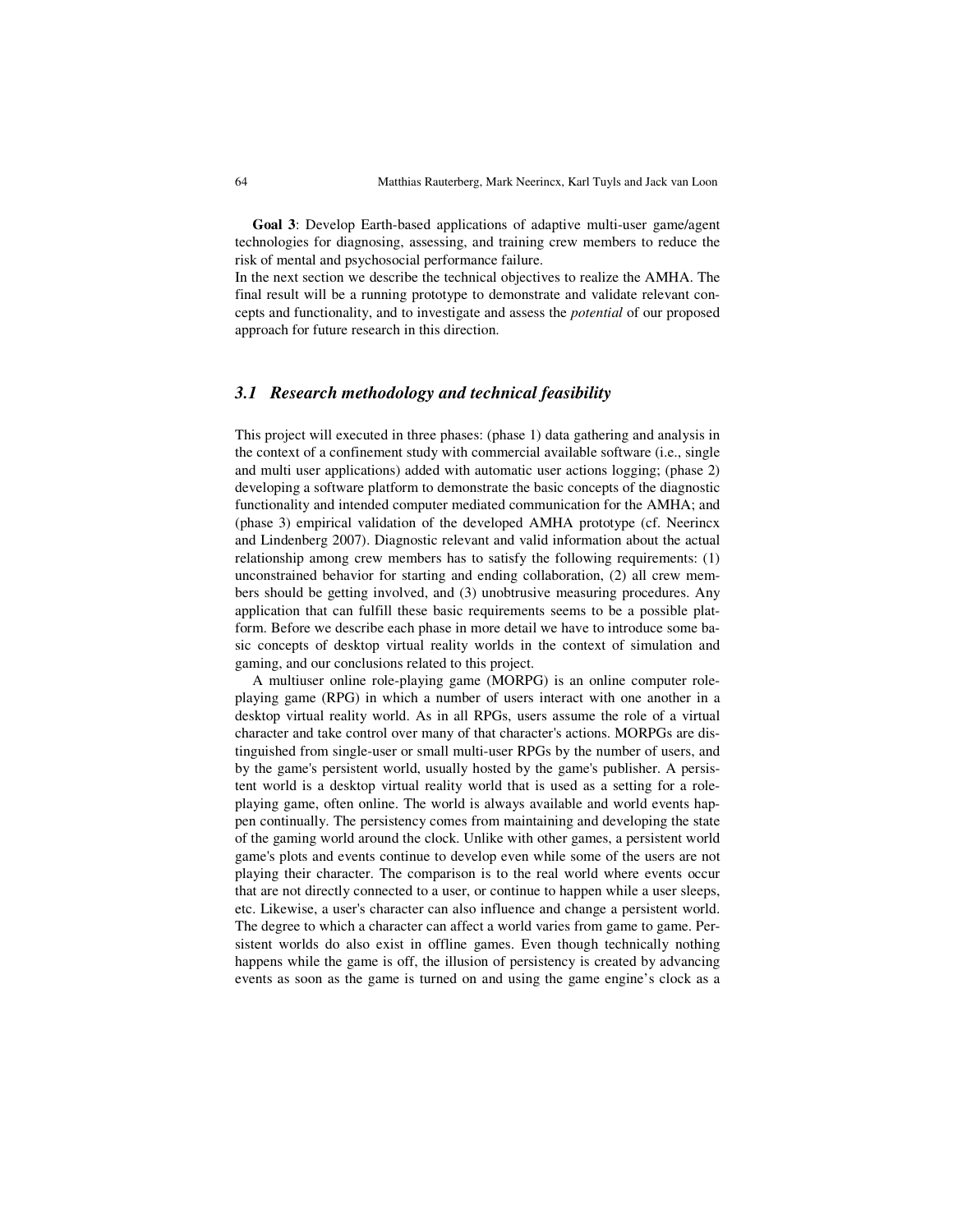**Goal 3**: Develop Earth-based applications of adaptive multi-user game/agent technologies for diagnosing, assessing, and training crew members to reduce the risk of mental and psychosocial performance failure.

In the next section we describe the technical objectives to realize the AMHA. The final result will be a running prototype to demonstrate and validate relevant concepts and functionality, and to investigate and assess the *potential* of our proposed approach for future research in this direction.

### *3.1 Research methodology and technical feasibility*

This project will executed in three phases: (phase 1) data gathering and analysis in the context of a confinement study with commercial available software (i.e., single and multi user applications) added with automatic user actions logging; (phase 2) developing a software platform to demonstrate the basic concepts of the diagnostic functionality and intended computer mediated communication for the AMHA; and (phase 3) empirical validation of the developed AMHA prototype (cf. Neerincx and Lindenberg 2007). Diagnostic relevant and valid information about the actual relationship among crew members has to satisfy the following requirements: (1) unconstrained behavior for starting and ending collaboration, (2) all crew members should be getting involved, and (3) unobtrusive measuring procedures. Any application that can fulfill these basic requirements seems to be a possible platform. Before we describe each phase in more detail we have to introduce some basic concepts of desktop virtual reality worlds in the context of simulation and gaming, and our conclusions related to this project.

A multiuser online role-playing game (MORPG) is an online computer role-playing game (RPG) in which a number of users interact with one another in a desktop virtual reality world. As in all RPGs, users assume the role of a virtual character and take control over many of that character's actions. MORPGs are distinguished from single-user or small multi-user RPGs by the number of users, and by the game's persistent world, usually hosted by the game's publisher. A persistent world is a desktop virtual reality world that is used as a setting for a role-playing game, often online. The world is always available and world events happen continually. The persistency comes from maintaining and developing the state of the gaming world around the clock. Unlike with other games, a persistent world game's plots and events continue to develop even while some of the users are not playing their character. The comparison is to the real world where events occur that are not directly connected to a user, or continue to happen while a user sleeps, etc. Likewise, a user's character can also influence and change a persistent world. The degree to which a character can affect a world varies from game to game. Persistent worlds do also exist in offline games. Even though technically nothing happens while the game is off, the illusion of persistency is created by advancing events as soon as the game is turned on and using the game engine's clock as a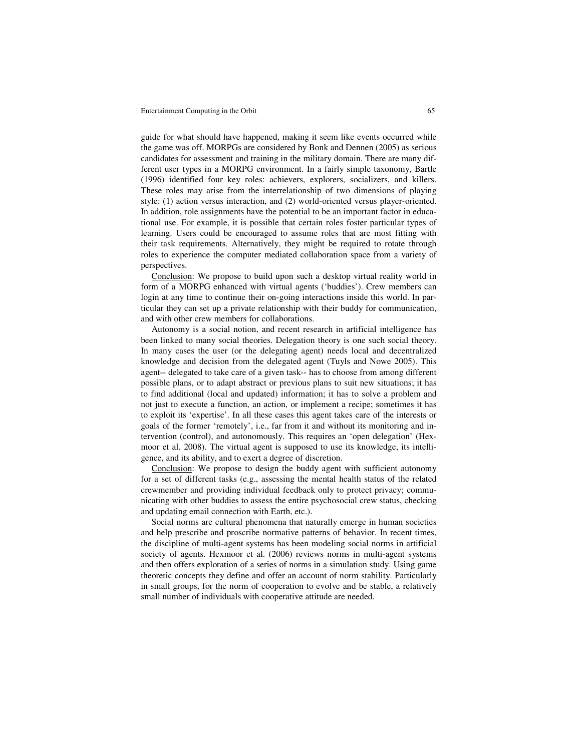guide for what should have happened, making it seem like events occurred while the game was off. MORPGs are considered by Bonk and Dennen (2005) as serious candidates for assessment and training in the military domain. There are many different user types in a MORPG environment. In a fairly simple taxonomy, Bartle (1996) identified four key roles: achievers, explorers, socializers, and killers. These roles may arise from the interrelationship of two dimensions of playing style: (1) action versus interaction, and (2) world-oriented versus player-oriented. In addition, role assignments have the potential to be an important factor in educational use. For example, it is possible that certain roles foster particular types of learning. Users could be encouraged to assume roles that are most fitting with their task requirements. Alternatively, they might be required to rotate through roles to experience the computer mediated collaboration space from a variety of perspectives.

<u>Conclusion</u>: We propose to build upon such a desktop virtual reality world in form of a MORPG enhanced with virtual agents ('buddies'). Crew members can login at any time to continue their on-going interactions inside this world. In particular they can set up a private relationship with their buddy for communication, and with other crew members for collaborations.

Autonomy is a social notion, and recent research in artificial intelligence has been linked to many social theories. Delegation theory is one such social theory. In many cases the user (or the delegating agent) needs local and decentralized knowledge and decision from the delegated agent (Tuyls and Nowe 2005). This agent-- delegated to take care of a given task-- has to choose from among different possible plans, or to adapt abstract or previous plans to suit new situations; it has to find additional (local and updated) information; it has to solve a problem and not just to execute a function, an action, or implement a recipe; sometimes it has to exploit its 'expertise'. In all these cases this agent takes care of the interests or goals of the former 'remotely', i.e., far from it and without its monitoring and intervention (control), and autonomously. This requires an 'open delegation' (Hexmoor et al. 2008). The virtual agent is supposed to use its knowledge, its intelligence, and its ability, and to exert a degree of discretion.

<u>Conclusion</u>: We propose to design the buddy agent with sufficient autonomy for a set of different tasks (e.g., assessing the mental health status of the related crewmember and providing individual feedback only to protect privacy; communicating with other buddies to assess the entire psychosocial crew status, checking and updating email connection with Earth, etc.).

Social norms are cultural phenomena that naturally emerge in human societies and help prescribe and proscribe normative patterns of behavior. In recent times, the discipline of multi-agent systems has been modeling social norms in artificial society of agents. Hexmoor et al. (2006) reviews norms in multi-agent systems and then offers exploration of a series of norms in a simulation study. Using game theoretic concepts they define and offer an account of norm stability. Particularly in small groups, for the norm of cooperation to evolve and be stable, a relatively small number of individuals with cooperative attitude are needed.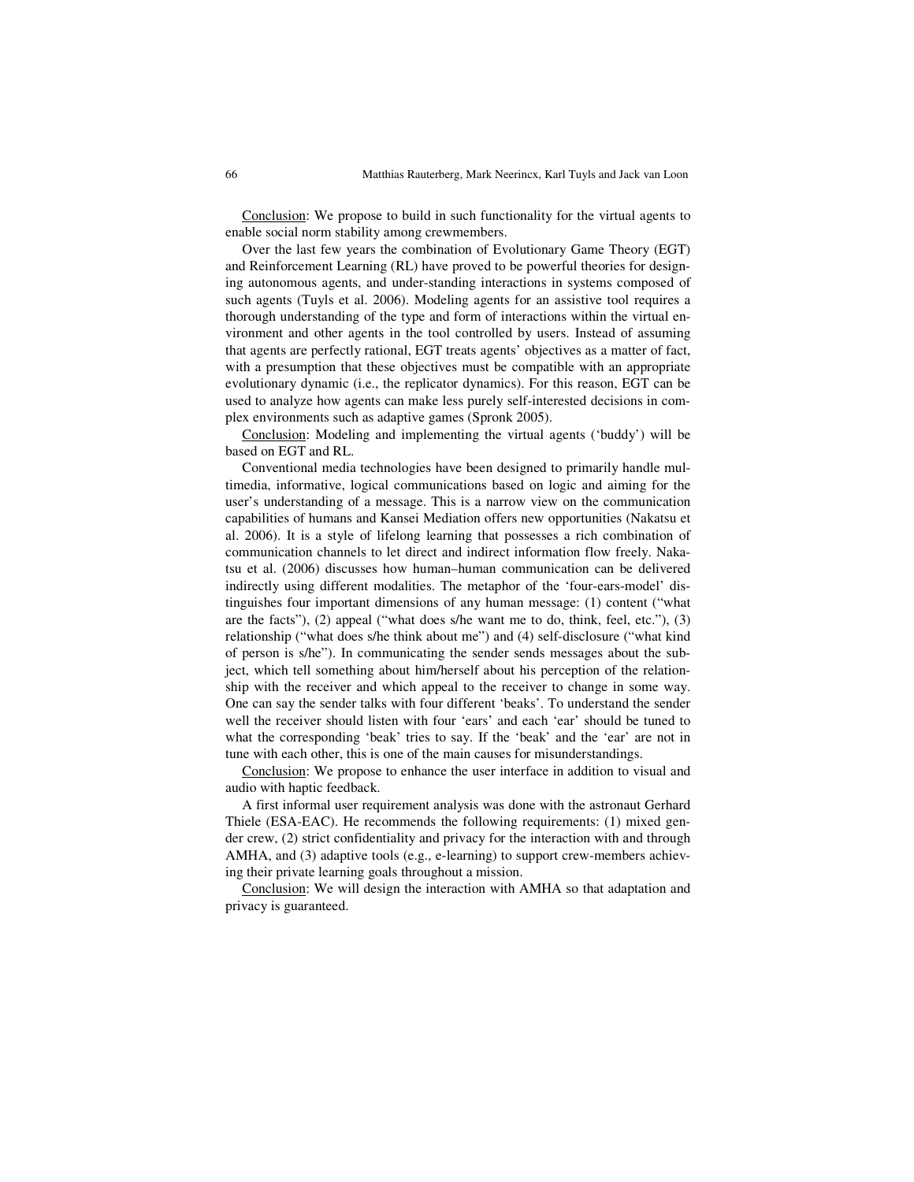Conclusion: We propose to build in such functionality for the virtual agents to enable social norm stability among crewmembers.

Over the last few years the combination of Evolutionary Game Theory (EGT) and Reinforcement Learning (RL) have proved to be powerful theories for designing autonomous agents, and under-standing interactions in systems composed of such agents (Tuyls et al. 2006). Modeling agents for an assistive tool requires a thorough understanding of the type and form of interactions within the virtual environment and other agents in the tool controlled by users. Instead of assuming that agents are perfectly rational, EGT treats agents' objectives as a matter of fact, with a presumption that these objectives must be compatible with an appropriate evolutionary dynamic (i.e., the replicator dynamics). For this reason, EGT can be used to analyze how agents can make less purely self-interested decisions in complex environments such as adaptive games (Spronk 2005).

Conclusion: Modeling and implementing the virtual agents ('buddy') will be based on EGT and RL.

Conventional media technologies have been designed to primarily handle multimedia, informative, logical communications based on logic and aiming for the user's understanding of a message. This is a narrow view on the communication capabilities of humans and Kansei Mediation offers new opportunities (Nakatsu et al. 2006). It is a style of lifelong learning that possesses a rich combination of communication channels to let direct and indirect information flow freely. Nakatsu et al. (2006) discusses how human–human communication can be delivered indirectly using different modalities. The metaphor of the 'four-ears-model' distinguishes four important dimensions of any human message: (1) content ("what are the facts"), (2) appeal ("what does s/he want me to do, think, feel, etc."), (3) relationship ("what does s/he think about me") and (4) self-disclosure ("what kind of person is s/he"). In communicating the sender sends messages about the subject, which tell something about him/herself about his perception of the relationship with the receiver and which appeal to the receiver to change in some way. One can say the sender talks with four different 'beaks'. To understand the sender well the receiver should listen with four 'ears' and each 'ear' should be tuned to what the corresponding 'beak' tries to say. If the 'beak' and the 'ear' are not in tune with each other, this is one of the main causes for misunderstandings.

Conclusion: We propose to enhance the user interface in addition to visual and audio with haptic feedback.

A first informal user requirement analysis was done with the astronaut Gerhard Thiele (ESA-EAC). He recommends the following requirements: (1) mixed gender crew, (2) strict confidentiality and privacy for the interaction with and through AMHA, and (3) adaptive tools (e.g., e-learning) to support crew-members achieving their private learning goals throughout a mission.

Conclusion: We will design the interaction with AMHA so that adaptation and privacy is guaranteed.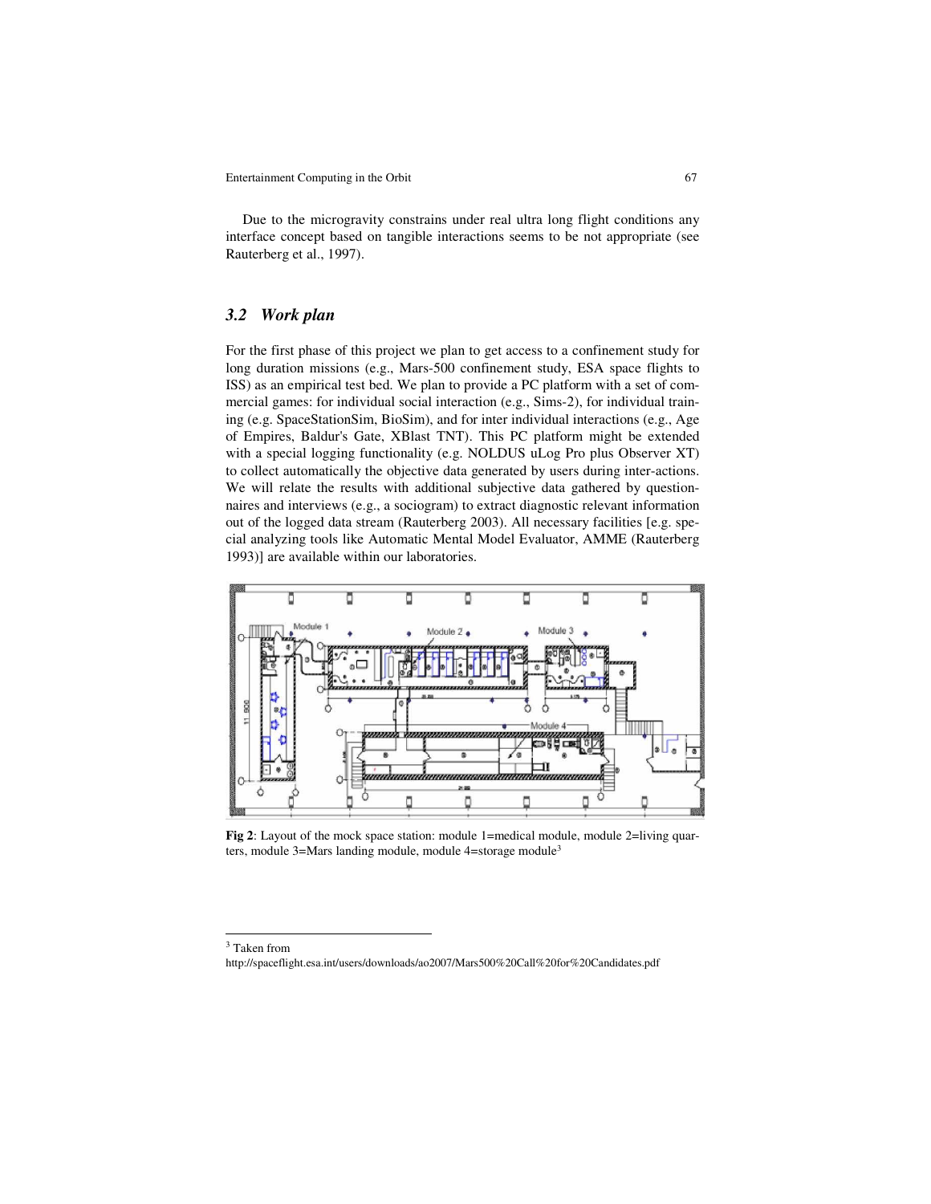Due to the microgravity constrains under real ultra long flight conditions any interface concept based on tangible interactions seems to be not appropriate (see Rauterberg et al., 1997).

### *3.2 Work plan*

For the first phase of this project we plan to get access to a confinement study for long duration missions (e.g., Mars-500 confinement study, ESA space flights to ISS) as an empirical test bed. We plan to provide a PC platform with a set of commercial games: for individual social interaction (e.g., Sims-2), for individual training (e.g. SpaceStationSim, BioSim), and for inter individual interactions (e.g., Age of Empires, Baldur's Gate, XBlast TNT). This PC platform might be extended with a special logging functionality (e.g. NOLDUS uLog Pro plus Observer XT) to collect automatically the objective data generated by users during inter-actions. We will relate the results with additional subjective data gathered by questionnaires and interviews (e.g., a sociogram) to extract diagnostic relevant information out of the logged data stream (Rauterberg 2003). All necessary facilities [e.g. special analyzing tools like Automatic Mental Model Evaluator, AMME (Rauterberg 1993)] are available within our laboratories.

**Fig 2**: Layout of the mock space station: module 1=medical module, module 2=living quarters, module 3=Mars landing module, module 4=storage module[3]

[3] Taken from
http://spaceflight.esa.int/users/downloads/ao2007/Mars500%20Call%20for%20Candidates.pdf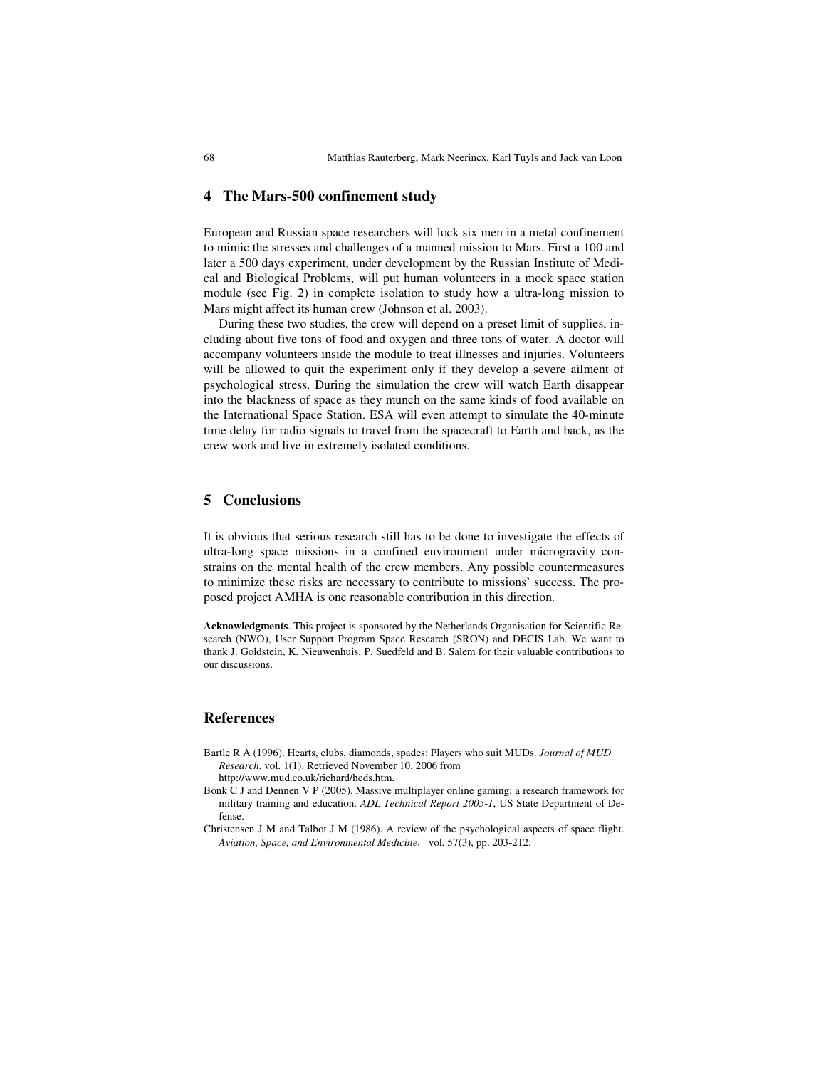## 4 The Mars-500 confinement study

European and Russian space researchers will lock six men in a metal confinement to mimic the stresses and challenges of a manned mission to Mars. First a 100 and later a 500 days experiment, under development by the Russian Institute of Medical and Biological Problems, will put human volunteers in a mock space station module (see Fig. 2) in complete isolation to study how a ultra-long mission to Mars might affect its human crew (Johnson et al. 2003).

During these two studies, the crew will depend on a preset limit of supplies, including about five tons of food and oxygen and three tons of water. A doctor will accompany volunteers inside the module to treat illnesses and injuries. Volunteers will be allowed to quit the experiment only if they develop a severe ailment of psychological stress. During the simulation the crew will watch Earth disappear into the blackness of space as they munch on the same kinds of food available on the International Space Station. ESA will even attempt to simulate the 40-minute time delay for radio signals to travel from the spacecraft to Earth and back, as the crew work and live in extremely isolated conditions.

## 5 Conclusions

It is obvious that serious research still has to be done to investigate the effects of ultra-long space missions in a confined environment under microgravity constrains on the mental health of the crew members. Any possible countermeasures to minimize these risks are necessary to contribute to missions' success. The proposed project AMHA is one reasonable contribution in this direction.

**Acknowledgments**. This project is sponsored by the Netherlands Organisation for Scientific Research (NWO), User Support Program Space Research (SRON) and DECIS Lab. We want to thank J. Goldstein, K. Nieuwenhuis, P. Suedfeld and B. Salem for their valuable contributions to our discussions.

## References

Bartle R A (1996). Hearts, clubs, diamonds, spades: Players who suit MUDs. *Journal of MUD Research*, vol. 1(1). Retrieved November 10, 2006 from http://www.mud.co.uk/richard/hcds.htm.

Bonk C J and Dennen V P (2005). Massive multiplayer online gaming: a research framework for military training and education. *ADL Technical Report 2005-1*, US State Department of Defense.

Christensen J M and Talbot J M (1986). A review of the psychological aspects of space flight. *Aviation, Space, and Environmental Medicine*, vol. 57(3), pp. 203-212.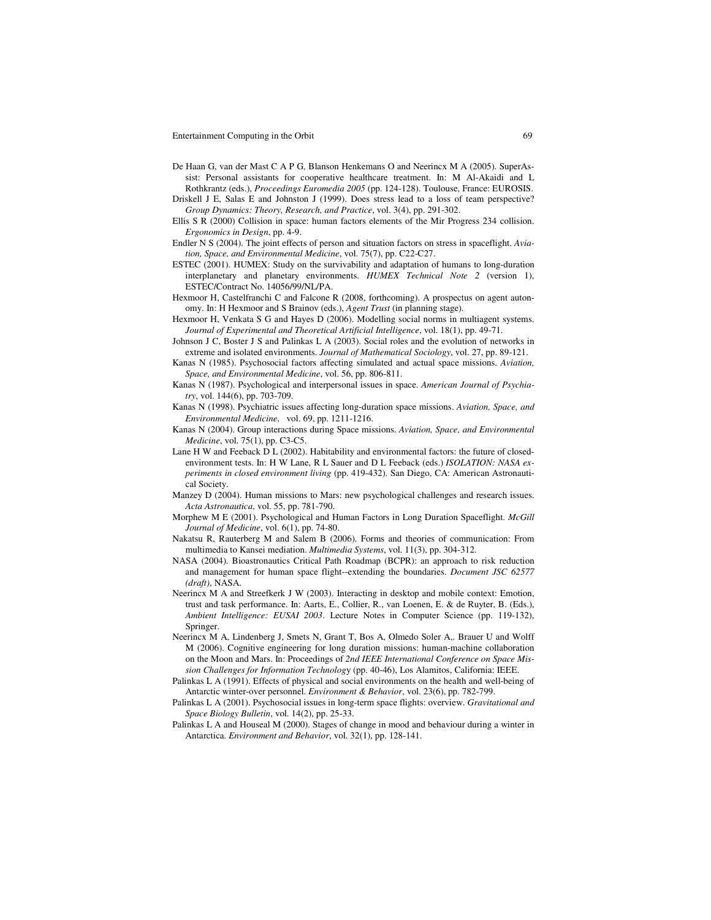De Haan G, van der Mast C A P G, Blanson Henkemans O and Neerincx M A (2005). SuperAssist: Personal assistants for cooperative healthcare treatment. In: M Al-Akaidi and L Rothkrantz (eds.), *Proceedings Euromedia 2005* (pp. 124-128). Toulouse, France: EUROSIS.

Driskell J E, Salas E and Johnston J (1999). Does stress lead to a loss of team perspective? *Group Dynamics: Theory, Research, and Practice*, vol. 3(4), pp. 291-302.

Ellis S R (2000) Collision in space: human factors elements of the Mir Progress 234 collision. *Ergonomics in Design*, pp. 4-9.

Endler N S (2004). The joint effects of person and situation factors on stress in spaceflight. *Aviation, Space, and Environmental Medicine*, vol. 75(7), pp. C22-C27.

ESTEC (2001). HUMEX: Study on the survivability and adaptation of humans to long-duration interplanetary and planetary environments. *HUMEX Technical Note 2* (version 1), ESTEC/Contract No. 14056/99/NL/PA.

Hexmoor H, Castelfranchi C and Falcone R (2008, forthcoming). A prospectus on agent autonomy. In: H Hexmoor and S Brainov (eds.), *Agent Trust* (in planning stage).

Hexmoor H, Venkata S G and Hayes D (2006). Modelling social norms in multiagent systems. *Journal of Experimental and Theoretical Artificial Intelligence*, vol. 18(1), pp. 49-71.

Johnson J C, Boster J S and Palinkas L A (2003). Social roles and the evolution of networks in extreme and isolated environments. *Journal of Mathematical Sociology*, vol. 27, pp. 89-121.

Kanas N (1985). Psychosocial factors affecting simulated and actual space missions. *Aviation, Space, and Environmental Medicine*, vol. 56, pp. 806-811.

Kanas N (1987). Psychological and interpersonal issues in space. *American Journal of Psychiatry*, vol. 144(6), pp. 703-709.

Kanas N (1998). Psychiatric issues affecting long-duration space missions. *Aviation, Space, and Environmental Medicine*, vol. 69, pp. 1211-1216.

Kanas N (2004). Group interactions during Space missions. *Aviation, Space, and Environmental Medicine*, vol. 75(1), pp. C3-C5.

Lane H W and Feeback D L (2002). Habitability and environmental factors: the future of closed-environment tests. In: H W Lane, R L Sauer and D L Feeback (eds.) *ISOLATION: NASA experiments in closed environment living* (pp. 419-432). San Diego, CA: American Astronautical Society.

Manzey D (2004). Human missions to Mars: new psychological challenges and research issues. *Acta Astronautica*, vol. 55, pp. 781-790.

Morphew M E (2001). Psychological and Human Factors in Long Duration Spaceflight. *McGill Journal of Medicine*, vol. 6(1), pp. 74-80.

Nakatsu R, Rauterberg M and Salem B (2006). Forms and theories of communication: From multimedia to Kansei mediation. *Multimedia Systems*, vol. 11(3), pp. 304-312.

NASA (2004). Bioastronautics Critical Path Roadmap (BCPR): an approach to risk reduction and management for human space flight--extending the boundaries. *Document JSC 62577 (draft)*, NASA.

Neerincx M A and Streefkerk J W (2003). Interacting in desktop and mobile context: Emotion, trust and task performance. In: Aarts, E., Collier, R., van Loenen, E. & de Ruyter, B. (Eds.), *Ambient Intelligence: EUSAI 2003*. Lecture Notes in Computer Science (pp. 119-132), Springer.

Neerincx M A, Lindenberg J, Smets N, Grant T, Bos A, Olmedo Soler A,. Brauer U and Wolff M (2006). Cognitive engineering for long duration missions: human-machine collaboration on the Moon and Mars. In: Proceedings of *2nd IEEE International Conference on Space Mission Challenges for Information Technology* (pp. 40-46), Los Alamitos, California: IEEE.

Palinkas L A (1991). Effects of physical and social environments on the health and well-being of Antarctic winter-over personnel. *Environment & Behavior*, vol. 23(6), pp. 782-799.

Palinkas L A (2001). Psychosocial issues in long-term space flights: overview. *Gravitational and Space Biology Bulletin*, vol. 14(2), pp. 25-33.

Palinkas L A and Houseal M (2000). Stages of change in mood and behaviour during a winter in Antarctica. *Environment and Behavior*, vol. 32(1), pp. 128-141.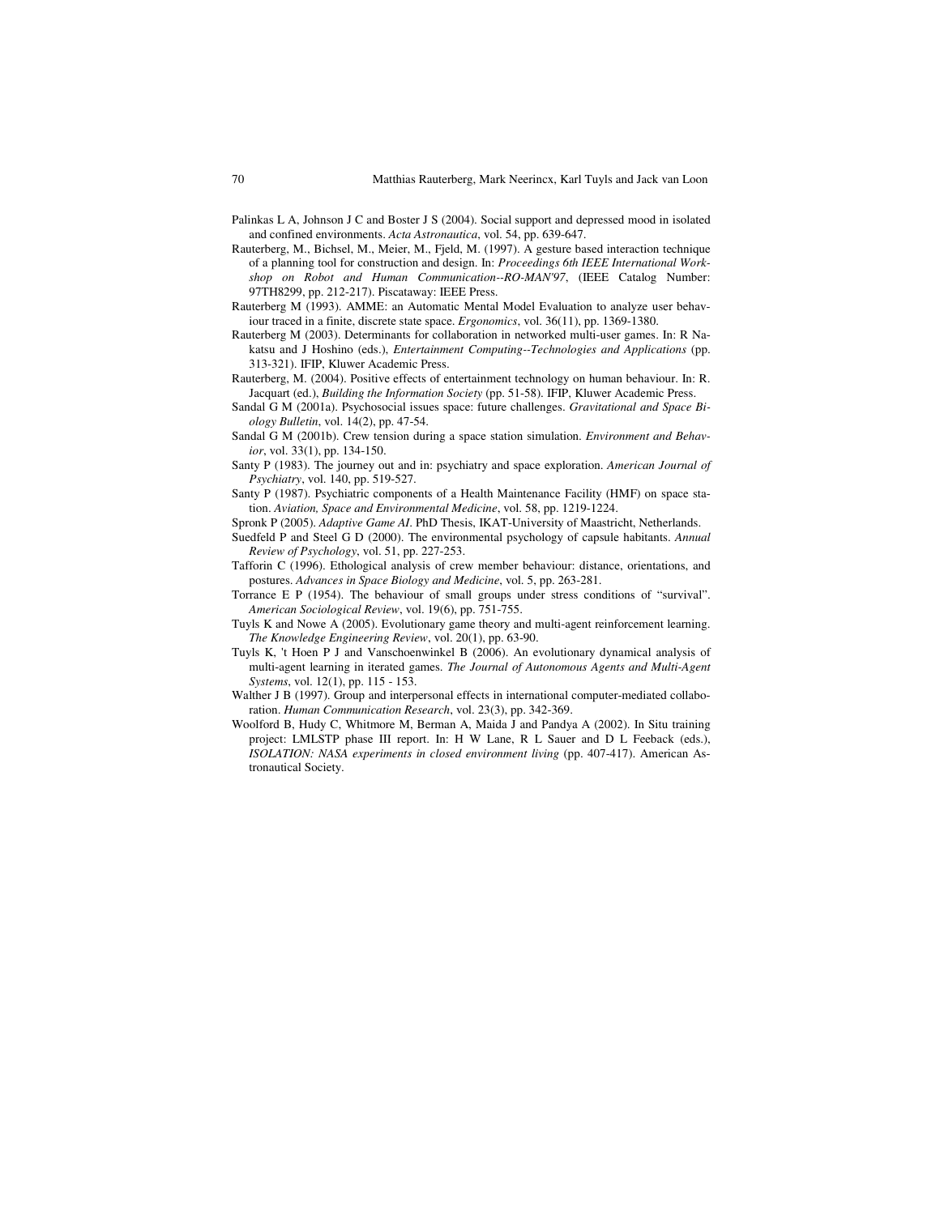Palinkas L A, Johnson J C and Boster J S (2004). Social support and depressed mood in isolated and confined environments. *Acta Astronautica*, vol. 54, pp. 639-647.

Rauterberg, M., Bichsel, M., Meier, M., Fjeld, M. (1997). A gesture based interaction technique of a planning tool for construction and design. In: *Proceedings 6th IEEE International Workshop on Robot and Human Communication--RO-MAN'97*, (IEEE Catalog Number: 97TH8299, pp. 212-217). Piscataway: IEEE Press.

Rauterberg M (1993). AMME: an Automatic Mental Model Evaluation to analyze user behaviour traced in a finite, discrete state space. *Ergonomics*, vol. 36(11), pp. 1369-1380.

Rauterberg M (2003). Determinants for collaboration in networked multi-user games. In: R Nakatsu and J Hoshino (eds.), *Entertainment Computing--Technologies and Applications* (pp. 313-321). IFIP, Kluwer Academic Press.

Rauterberg, M. (2004). Positive effects of entertainment technology on human behaviour. In: R. Jacquart (ed.), *Building the Information Society* (pp. 51-58). IFIP, Kluwer Academic Press.

Sandal G M (2001a). Psychosocial issues space: future challenges. *Gravitational and Space Biology Bulletin*, vol. 14(2), pp. 47-54.

Sandal G M (2001b). Crew tension during a space station simulation. *Environment and Behavior*, vol. 33(1), pp. 134-150.

Santy P (1983). The journey out and in: psychiatry and space exploration. *American Journal of Psychiatry*, vol. 140, pp. 519-527.

Santy P (1987). Psychiatric components of a Health Maintenance Facility (HMF) on space station. *Aviation, Space and Environmental Medicine*, vol. 58, pp. 1219-1224.

Spronk P (2005). *Adaptive Game AI*. PhD Thesis, IKAT-University of Maastricht, Netherlands.

Suedfeld P and Steel G D (2000). The environmental psychology of capsule habitants. *Annual Review of Psychology*, vol. 51, pp. 227-253.

Tafforin C (1996). Ethological analysis of crew member behaviour: distance, orientations, and postures. *Advances in Space Biology and Medicine*, vol. 5, pp. 263-281.

Torrance E P (1954). The behaviour of small groups under stress conditions of "survival". *American Sociological Review*, vol. 19(6), pp. 751-755.

Tuyls K and Nowe A (2005). Evolutionary game theory and multi-agent reinforcement learning. *The Knowledge Engineering Review*, vol. 20(1), pp. 63-90.

Tuyls K, 't Hoen P J and Vanschoenwinkel B (2006). An evolutionary dynamical analysis of multi-agent learning in iterated games. *The Journal of Autonomous Agents and Multi-Agent Systems*, vol. 12(1), pp. 115 - 153.

Walther J B (1997). Group and interpersonal effects in international computer-mediated collaboration. *Human Communication Research*, vol. 23(3), pp. 342-369.

Woolford B, Hudy C, Whitmore M, Berman A, Maida J and Pandya A (2002). In Situ training project: LMLSTP phase III report. In: H W Lane, R L Sauer and D L Feeback (eds.), *ISOLATION: NASA experiments in closed environment living* (pp. 407-417). American Astronautical Society.